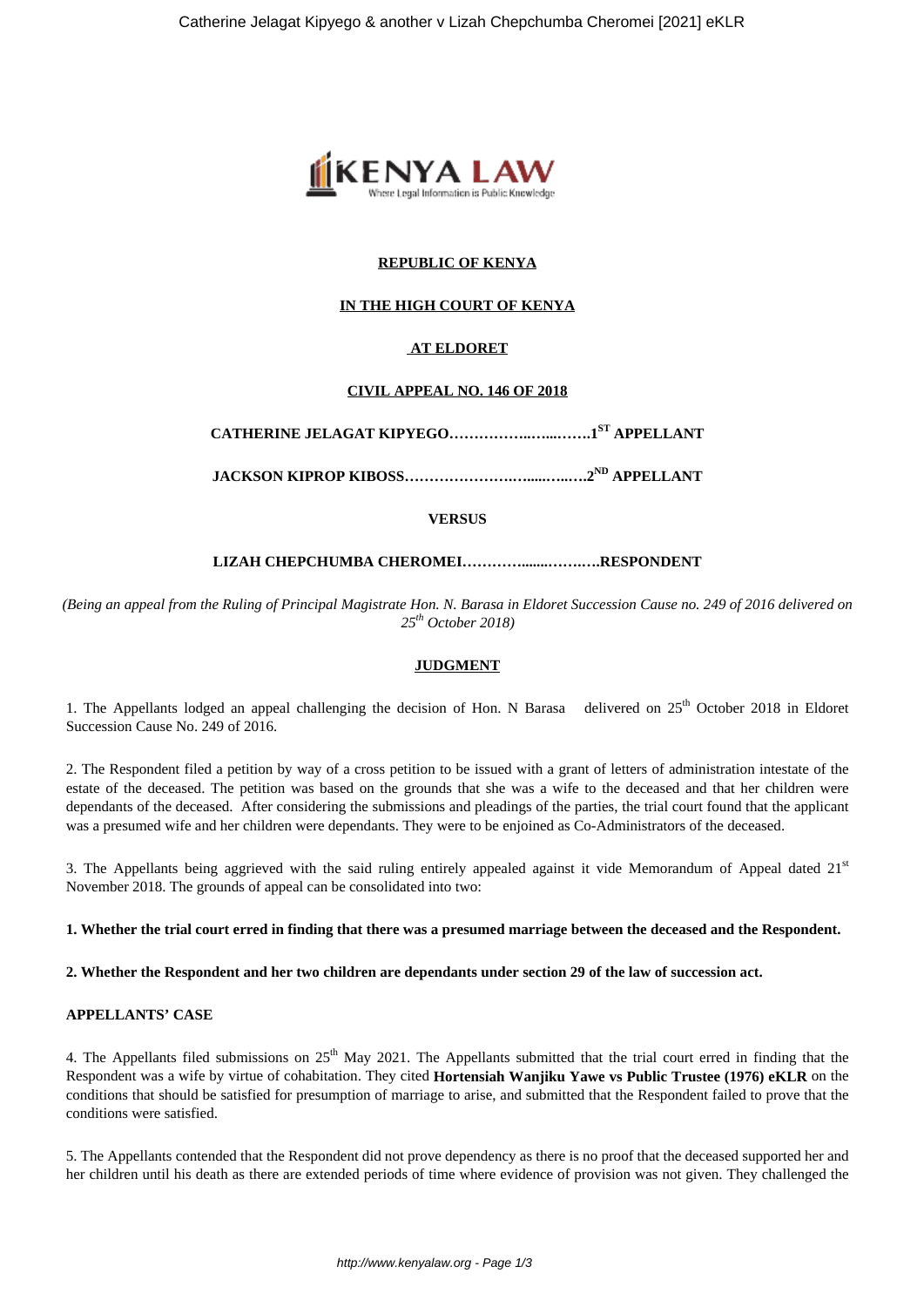**REPUBLIC OF KENYA**

**IN THE HIGH COURT OF KENYA**

**AT ELDORET**

**CIVIL APPEAL NO. 146 OF 2018**

**CATHERINE JELAGAT KIPYEGO……………..…....…….1ST APPELLANT**

**JACKSON KIPROP KIBOSS…………………….….....…..….2ND APPELLANT**

**VERSUS**

**LIZAH CHEPCHUMBA CHEROMEI…………........……….RESPONDENT**

*(Being an appeal from the Ruling of Principal Magistrate Hon. N. Barasa in Eldoret Succession Cause no. 249 of 2016 delivered on 25th October 2018)*

**JUDGMENT**

1. The Appellants lodged an appeal challenging the decision of Hon. N Barasa delivered on 25th October 2018 in Eldoret Succession Cause No. 249 of 2016.

2. The Respondent filed a petition by way of a cross petition to be issued with a grant of letters of administration intestate of the estate of the deceased. The petition was based on the grounds that she was a wife to the deceased and that her children were dependants of the deceased. After considering the submissions and pleadings of the parties, the trial court found that the applicant was a presumed wife and her children were dependants. They were to be enjoined as Co-Administrators of the deceased.

3. The Appellants being aggrieved with the said ruling entirely appealed against it vide Memorandum of Appeal dated 21st November 2018. The grounds of appeal can be consolidated into two:

**1. Whether the trial court erred in finding that there was a presumed marriage between the deceased and the Respondent.**

**2. Whether the Respondent and her two children are dependants under section 29 of the law of succession act.**

**APPELLANTS' CASE**

4. The Appellants filed submissions on 25th May 2021. The Appellants submitted that the trial court erred in finding that the Respondent was a wife by virtue of cohabitation. They cited **Hortensiah Wanjiku Yawe vs Public Trustee (1976) eKLR** on the conditions that should be satisfied for presumption of marriage to arise, and submitted that the Respondent failed to prove that the conditions were satisfied.

5. The Appellants contended that the Respondent did not prove dependency as there is no proof that the deceased supported her and her children until his death as there are extended periods of time where evidence of provision was not given. They challenged the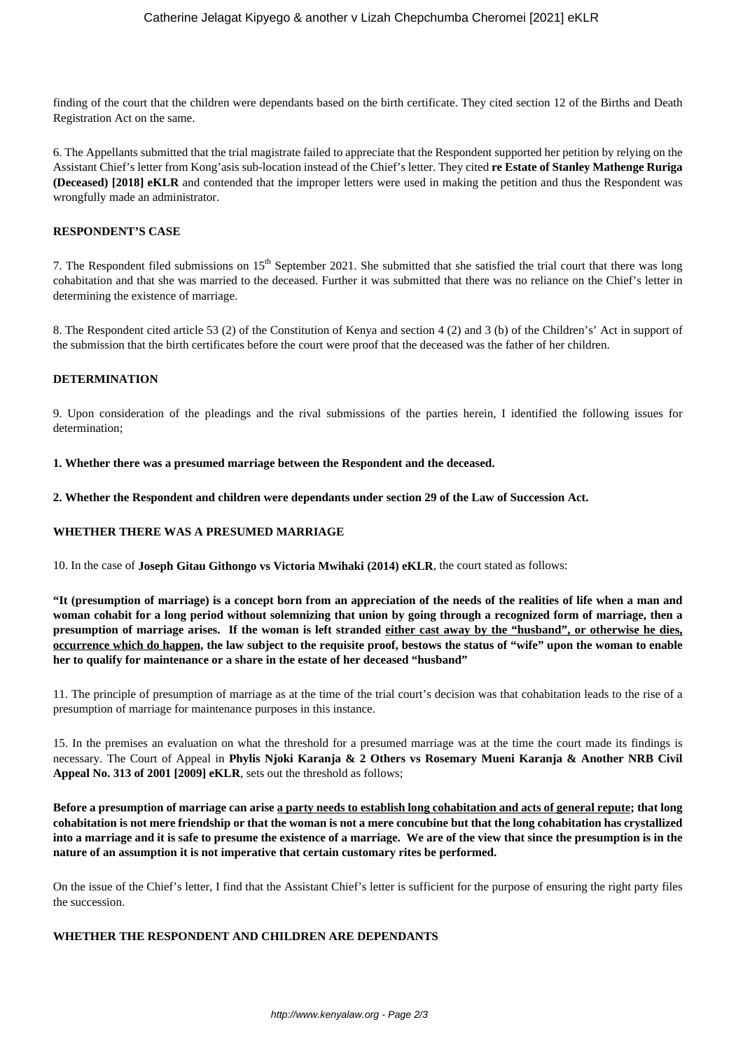finding of the court that the children were dependants based on the birth certificate. They cited section 12 of the Births and Death Registration Act on the same.

6. The Appellants submitted that the trial magistrate failed to appreciate that the Respondent supported her petition by relying on the Assistant Chief's letter from Kong'asis sub-location instead of the Chief's letter. They cited **re Estate of Stanley Mathenge Ruriga (Deceased) [2018] eKLR** and contended that the improper letters were used in making the petition and thus the Respondent was wrongfully made an administrator.

**RESPONDENT'S CASE**

7. The Respondent filed submissions on 15th September 2021. She submitted that she satisfied the trial court that there was long cohabitation and that she was married to the deceased. Further it was submitted that there was no reliance on the Chief's letter in determining the existence of marriage.

8. The Respondent cited article 53 (2) of the Constitution of Kenya and section 4 (2) and 3 (b) of the Children's' Act in support of the submission that the birth certificates before the court were proof that the deceased was the father of her children.

**DETERMINATION**

9. Upon consideration of the pleadings and the rival submissions of the parties herein, I identified the following issues for determination;

**1. Whether there was a presumed marriage between the Respondent and the deceased.**

**2. Whether the Respondent and children were dependants under section 29 of the Law of Succession Act.**

**WHETHER THERE WAS A PRESUMED MARRIAGE**

10. In the case of **Joseph Gitau Githongo vs Victoria Mwihaki (2014) eKLR**, the court stated as follows:

**"It (presumption of marriage) is a concept born from an appreciation of the needs of the realities of life when a man and woman cohabit for a long period without solemnizing that union by going through a recognized form of marriage, then a presumption of marriage arises. If the woman is left stranded <u>either cast away by the "husband", or otherwise he dies, occurrence which do happen</u>, the law subject to the requisite proof, bestows the status of "wife" upon the woman to enable her to qualify for maintenance or a share in the estate of her deceased "husband"**

11. The principle of presumption of marriage as at the time of the trial court's decision was that cohabitation leads to the rise of a presumption of marriage for maintenance purposes in this instance.

15. In the premises an evaluation on what the threshold for a presumed marriage was at the time the court made its findings is necessary. The Court of Appeal in **Phylis Njoki Karanja & 2 Others vs Rosemary Mueni Karanja & Another NRB Civil Appeal No. 313 of 2001 [2009] eKLR**, sets out the threshold as follows;

**Before a presumption of marriage can arise <u>a party needs to establish long cohabitation and acts of general repute</u>; that long cohabitation is not mere friendship or that the woman is not a mere concubine but that the long cohabitation has crystallized into a marriage and it is safe to presume the existence of a marriage. We are of the view that since the presumption is in the nature of an assumption it is not imperative that certain customary rites be performed.**

On the issue of the Chief's letter, I find that the Assistant Chief's letter is sufficient for the purpose of ensuring the right party files the succession.

**WHETHER THE RESPONDENT AND CHILDREN ARE DEPENDANTS**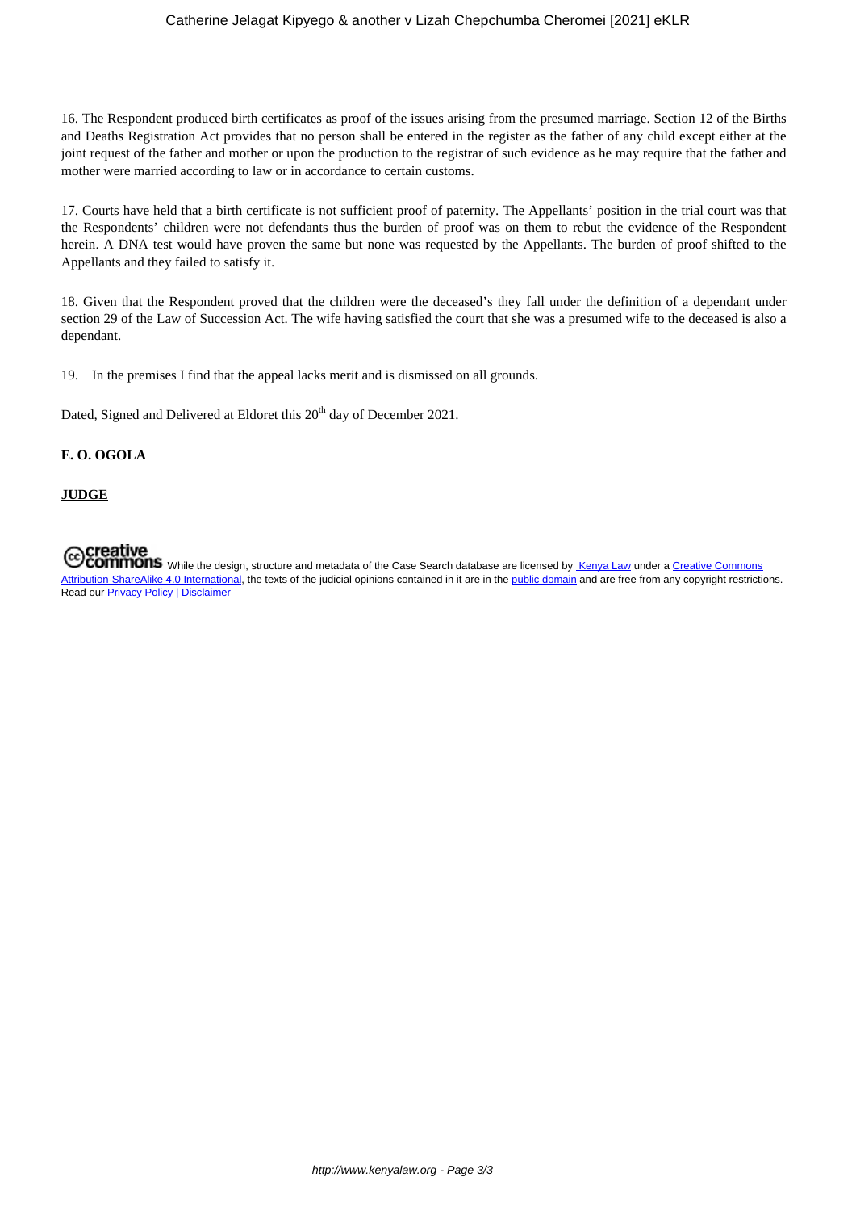16. The Respondent produced birth certificates as proof of the issues arising from the presumed marriage. Section 12 of the Births and Deaths Registration Act provides that no person shall be entered in the register as the father of any child except either at the joint request of the father and mother or upon the production to the registrar of such evidence as he may require that the father and mother were married according to law or in accordance to certain customs.

17. Courts have held that a birth certificate is not sufficient proof of paternity. The Appellants' position in the trial court was that the Respondents' children were not defendants thus the burden of proof was on them to rebut the evidence of the Respondent herein. A DNA test would have proven the same but none was requested by the Appellants. The burden of proof shifted to the Appellants and they failed to satisfy it.

18. Given that the Respondent proved that the children were the deceased's they fall under the definition of a dependant under section 29 of the Law of Succession Act. The wife having satisfied the court that she was a presumed wife to the deceased is also a dependant.

19. In the premises I find that the appeal lacks merit and is dismissed on all grounds.

Dated, Signed and Delivered at Eldoret this 20th day of December 2021.

**E. O. OGOLA**

**JUDGE**

While the design, structure and metadata of the Case Search database are licensed by Kenya Law under a Creative Commons Attribution-ShareAlike 4.0 International, the texts of the judicial opinions contained in it are in the public domain and are free from any copyright restrictions. Read our Privacy Policy | Disclaimer